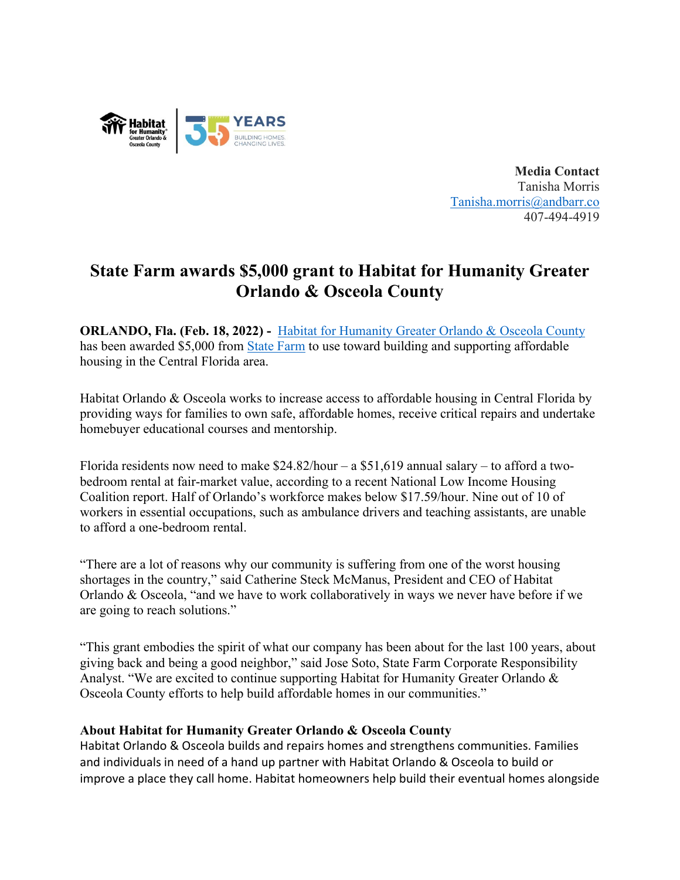**Media Contact**
Tanisha Morris
Tanisha.morris@andbarr.co
407-494-4919

# State Farm awards $5,000 grant to Habitat for Humanity Greater Orlando & Osceola County

**ORLANDO, Fla. (Feb. 18, 2022) -** Habitat for Humanity Greater Orlando & Osceola County has been awarded $5,000 from State Farm to use toward building and supporting affordable housing in the Central Florida area.

Habitat Orlando & Osceola works to increase access to affordable housing in Central Florida by providing ways for families to own safe, affordable homes, receive critical repairs and undertake homebuyer educational courses and mentorship.

Florida residents now need to make $24.82/hour – a $51,619 annual salary – to afford a two-bedroom rental at fair-market value, according to a recent National Low Income Housing Coalition report. Half of Orlando's workforce makes below $17.59/hour. Nine out of 10 of workers in essential occupations, such as ambulance drivers and teaching assistants, are unable to afford a one-bedroom rental.

"There are a lot of reasons why our community is suffering from one of the worst housing shortages in the country," said Catherine Steck McManus, President and CEO of Habitat Orlando & Osceola, "and we have to work collaboratively in ways we never have before if we are going to reach solutions."

"This grant embodies the spirit of what our company has been about for the last 100 years, about giving back and being a good neighbor," said Jose Soto, State Farm Corporate Responsibility Analyst. "We are excited to continue supporting Habitat for Humanity Greater Orlando & Osceola County efforts to help build affordable homes in our communities."

**About Habitat for Humanity Greater Orlando & Osceola County**
Habitat Orlando & Osceola builds and repairs homes and strengthens communities. Families and individuals in need of a hand up partner with Habitat Orlando & Osceola to build or improve a place they call home. Habitat homeowners help build their eventual homes alongside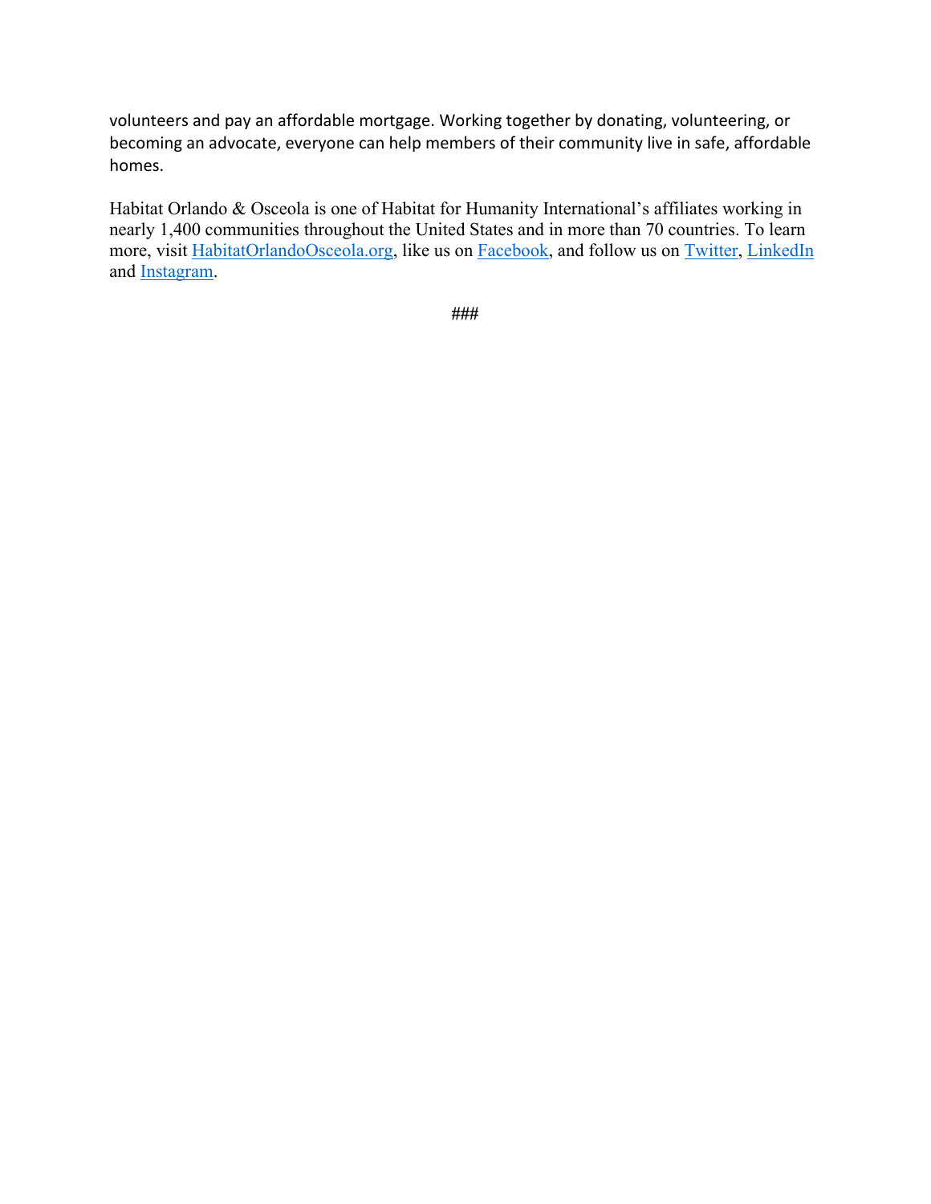volunteers and pay an affordable mortgage. Working together by donating, volunteering, or becoming an advocate, everyone can help members of their community live in safe, affordable homes.

Habitat Orlando & Osceola is one of Habitat for Humanity International's affiliates working in nearly 1,400 communities throughout the United States and in more than 70 countries. To learn more, visit HabitatOrlandoOsceola.org, like us on Facebook, and follow us on Twitter, LinkedIn and Instagram.

###